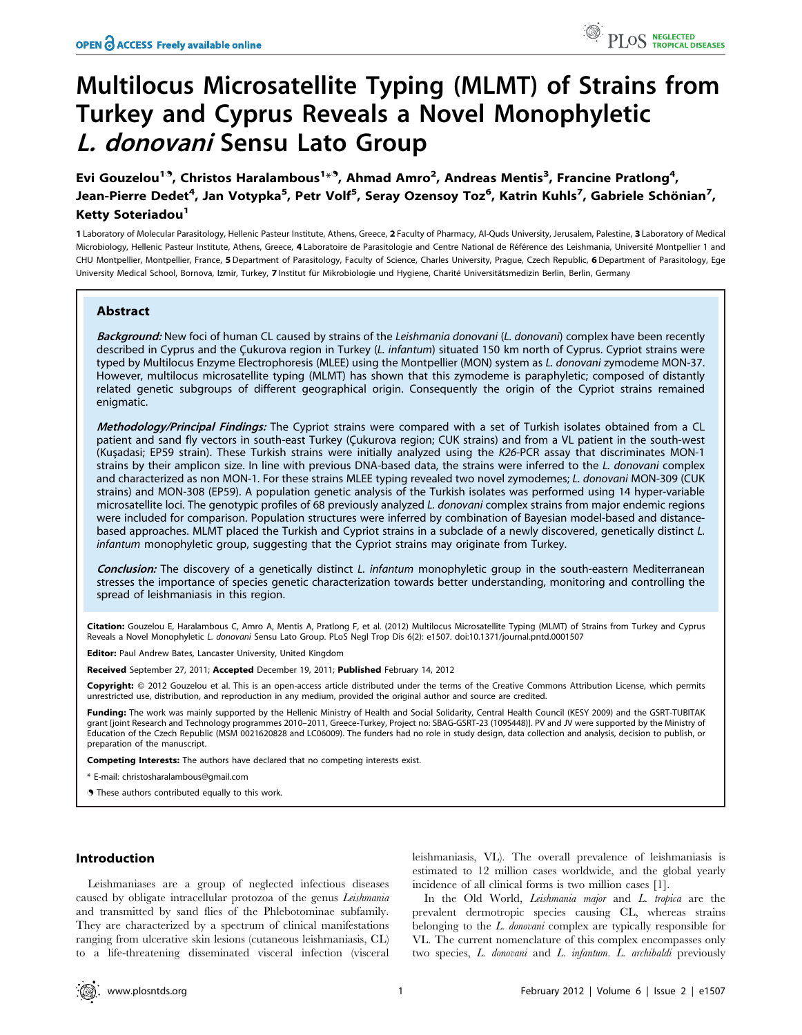# Multilocus Microsatellite Typing (MLMT) of Strains from Turkey and Cyprus Reveals a Novel Monophyletic *L. donovani* Sensu Lato Group

**Evi Gouzelou[1☯], Christos Haralambous[1*☯], Ahmad Amro[2], Andreas Mentis[3], Francine Pratlong[4], Jean-Pierre Dedet[4], Jan Votypka[5], Petr Volf[5], Seray Ozensoy Toz[6], Katrin Kuhls[7], Gabriele Schönian[7], Ketty Soteriadou[1]**

1 Laboratory of Molecular Parasitology, Hellenic Pasteur Institute, Athens, Greece, 2 Faculty of Pharmacy, Al-Quds University, Jerusalem, Palestine, 3 Laboratory of Medical Microbiology, Hellenic Pasteur Institute, Athens, Greece, 4 Laboratoire de Parasitologie and Centre National de Référence des Leishmania, Université Montpellier 1 and CHU Montpellier, Montpellier, France, 5 Department of Parasitology, Faculty of Science, Charles University, Prague, Czech Republic, 6 Department of Parasitology, Ege University Medical School, Bornova, Izmir, Turkey, 7 Institut für Mikrobiologie und Hygiene, Charité Universitätsmedizin Berlin, Berlin, Germany

## Abstract

***Background:*** New foci of human CL caused by strains of the *Leishmania donovani* (*L. donovani*) complex have been recently described in Cyprus and the Çukurova region in Turkey (*L. infantum*) situated 150 km north of Cyprus. Cypriot strains were typed by Multilocus Enzyme Electrophoresis (MLEE) using the Montpellier (MON) system as *L. donovani* zymodeme MON-37. However, multilocus microsatellite typing (MLMT) has shown that this zymodeme is paraphyletic; composed of distantly related genetic subgroups of different geographical origin. Consequently the origin of the Cypriot strains remained enigmatic.

***Methodology/Principal Findings:*** The Cypriot strains were compared with a set of Turkish isolates obtained from a CL patient and sand fly vectors in south-east Turkey (Çukurova region; CUK strains) and from a VL patient in the south-west (Kuşadasi; EP59 strain). These Turkish strains were initially analyzed using the *K26*-PCR assay that discriminates MON-1 strains by their amplicon size. In line with previously DNA-based data, the strains were inferred to the *L. donovani* complex and characterized as non MON-1. For these strains MLEE typing revealed two novel zymodemes; *L. donovani* MON-309 (CUK strains) and MON-308 (EP59). A population genetic analysis of the Turkish isolates was performed using 14 hyper-variable microsatellite loci. The genotypic profiles of 68 previously analyzed *L. donovani* complex strains from major endemic regions were included for comparison. Population structures were inferred by combination of Bayesian model-based and distance-based approaches. MLMT placed the Turkish and Cypriot strains in a subclade of a newly discovered, genetically distinct *L. infantum* monophyletic group, suggesting that the Cypriot strains may originate from Turkey.

***Conclusion:*** The discovery of a genetically distinct *L. infantum* monophyletic group in the south-eastern Mediterranean stresses the importance of species genetic characterization towards better understanding, monitoring and controlling the spread of leishmaniasis in this region.

**Citation:** Gouzelou E, Haralambous C, Amro A, Mentis A, Pratlong F, et al. (2012) Multilocus Microsatellite Typing (MLMT) of Strains from Turkey and Cyprus Reveals a Novel Monophyletic *L. donovani* Sensu Lato Group. PLoS Negl Trop Dis 6(2): e1507. doi:10.1371/journal.pntd.0001507

**Editor:** Paul Andrew Bates, Lancaster University, United Kingdom

**Received** September 27, 2011; **Accepted** December 19, 2011; **Published** February 14, 2012

**Copyright:** © 2012 Gouzelou et al. This is an open-access article distributed under the terms of the Creative Commons Attribution License, which permits unrestricted use, distribution, and reproduction in any medium, provided the original author and source are credited.

**Funding:** The work was mainly supported by the Hellenic Ministry of Health and Social Solidarity, Central Health Council (KESY 2009) and the GSRT-TUBITAK grant [joint Research and Technology programmes 2010–2011, Greece-Turkey, Project no: SBAG-GSRT-23 (109S448)]. PV and JV were supported by the Ministry of Education of the Czech Republic (MSM 0021620828 and LC06009). The funders had no role in study design, data collection and analysis, decision to publish, or preparation of the manuscript.

**Competing Interests:** The authors have declared that no competing interests exist.

\* E-mail: christosharalambous@gmail.com

☯ These authors contributed equally to this work.

## Introduction

Leishmaniases are a group of neglected infectious diseases caused by obligate intracellular protozoa of the genus *Leishmania* and transmitted by sand flies of the Phlebotominae subfamily. They are characterized by a spectrum of clinical manifestations ranging from ulcerative skin lesions (cutaneous leishmaniasis, CL) to a life-threatening disseminated visceral infection (visceral leishmaniasis, VL). The overall prevalence of leishmaniasis is estimated to 12 million cases worldwide, and the global yearly incidence of all clinical forms is two million cases [1].

In the Old World, *Leishmania major* and *L. tropica* are the prevalent dermotropic species causing CL, whereas strains belonging to the *L. donovani* complex are typically responsible for VL. The current nomenclature of this complex encompasses only two species, *L. donovani* and *L. infantum*. *L. archibaldi* previously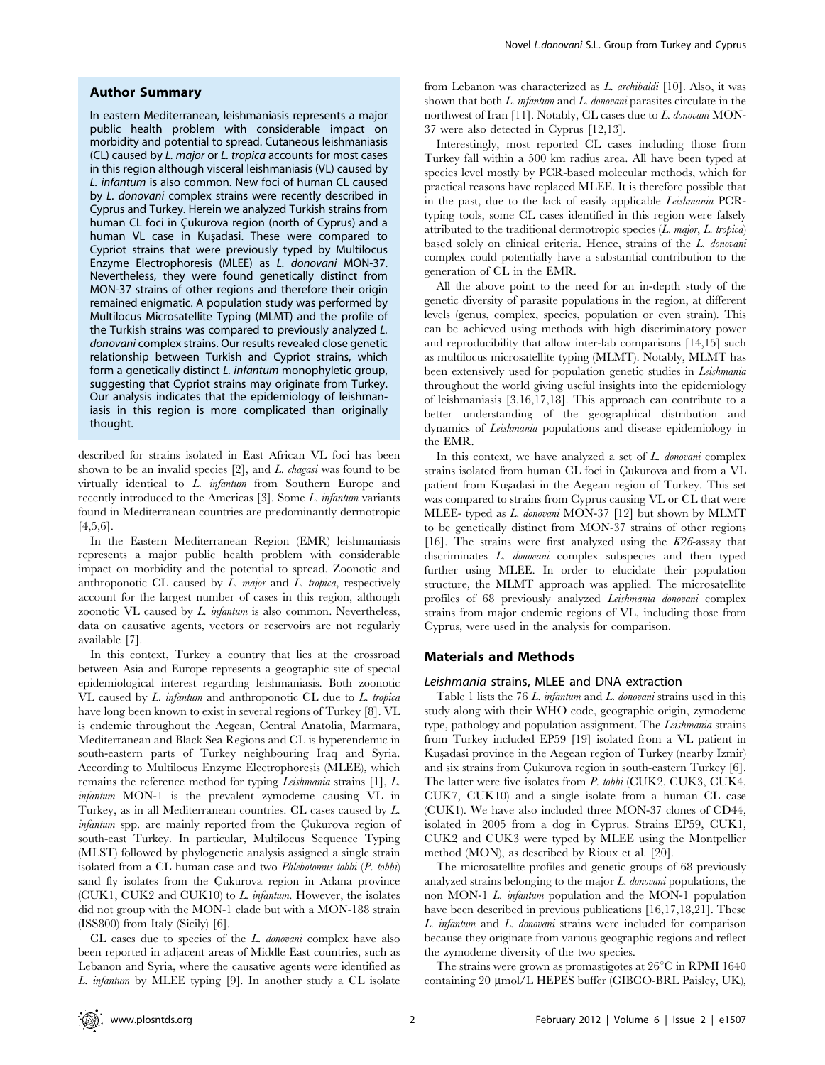## Author Summary

In eastern Mediterranean, leishmaniasis represents a major public health problem with considerable impact on morbidity and potential to spread. Cutaneous leishmaniasis (CL) caused by *L. major* or *L. tropica* accounts for most cases in this region although visceral leishmaniasis (VL) caused by *L. infantum* is also common. New foci of human CL caused by *L. donovani* complex strains were recently described in Cyprus and Turkey. Herein we analyzed Turkish strains from human CL foci in Çukurova region (north of Cyprus) and a human VL case in Kuşadasi. These were compared to Cypriot strains that were previously typed by Multilocus Enzyme Electrophoresis (MLEE) as *L. donovani* MON-37. Nevertheless, they were found genetically distinct from MON-37 strains of other regions and therefore their origin remained enigmatic. A population study was performed by Multilocus Microsatellite Typing (MLMT) and the profile of the Turkish strains was compared to previously analyzed *L. donovani* complex strains. Our results revealed close genetic relationship between Turkish and Cypriot strains, which form a genetically distinct *L. infantum* monophyletic group, suggesting that Cypriot strains may originate from Turkey. Our analysis indicates that the epidemiology of leishmaniasis in this region is more complicated than originally thought.

described for strains isolated in East African VL foci has been shown to be an invalid species [2], and *L. chagasi* was found to be virtually identical to *L. infantum* from Southern Europe and recently introduced to the Americas [3]. Some *L. infantum* variants found in Mediterranean countries are predominantly dermotropic [4,5,6].

In the Eastern Mediterranean Region (EMR) leishmaniasis represents a major public health problem with considerable impact on morbidity and the potential to spread. Zoonotic and anthroponotic CL caused by *L. major* and *L. tropica*, respectively account for the largest number of cases in this region, although zoonotic VL caused by *L. infantum* is also common. Nevertheless, data on causative agents, vectors or reservoirs are not regularly available [7].

In this context, Turkey a country that lies at the crossroad between Asia and Europe represents a geographic site of special epidemiological interest regarding leishmaniasis. Both zoonotic VL caused by *L. infantum* and anthroponotic CL due to *L. tropica* have long been known to exist in several regions of Turkey [8]. VL is endemic throughout the Aegean, Central Anatolia, Marmara, Mediterranean and Black Sea Regions and CL is hyperendemic in south-eastern parts of Turkey neighbouring Iraq and Syria. According to Multilocus Enzyme Electrophoresis (MLEE), which remains the reference method for typing *Leishmania* strains [1], *L. infantum* MON-1 is the prevalent zymodeme causing VL in Turkey, as in all Mediterranean countries. CL cases caused by *L. infantum* spp. are mainly reported from the Çukurova region of south-east Turkey. In particular, Multilocus Sequence Typing (MLST) followed by phylogenetic analysis assigned a single strain isolated from a CL human case and two *Phlebotomus tobbi* (*P. tobbi*) sand fly isolates from the Çukurova region in Adana province (CUK1, CUK2 and CUK10) to *L. infantum*. However, the isolates did not group with the MON-1 clade but with a MON-188 strain (ISS800) from Italy (Sicily) [6].

CL cases due to species of the *L. donovani* complex have also been reported in adjacent areas of Middle East countries, such as Lebanon and Syria, where the causative agents were identified as *L. infantum* by MLEE typing [9]. In another study a CL isolate from Lebanon was characterized as *L. archibaldi* [10]. Also, it was shown that both *L. infantum* and *L. donovani* parasites circulate in the northwest of Iran [11]. Notably, CL cases due to *L. donovani* MON-37 were also detected in Cyprus [12,13].

Interestingly, most reported CL cases including those from Turkey fall within a 500 km radius area. All have been typed at species level mostly by PCR-based molecular methods, which for practical reasons have replaced MLEE. It is therefore possible that in the past, due to the lack of easily applicable *Leishmania* PCR-typing tools, some CL cases identified in this region were falsely attributed to the traditional dermotropic species (*L. major*, *L. tropica*) based solely on clinical criteria. Hence, strains of the *L. donovani* complex could potentially have a substantial contribution to the generation of CL in the EMR.

All the above point to the need for an in-depth study of the genetic diversity of parasite populations in the region, at different levels (genus, complex, species, population or even strain). This can be achieved using methods with high discriminatory power and reproducibility that allow inter-lab comparisons [14,15] such as multilocus microsatellite typing (MLMT). Notably, MLMT has been extensively used for population genetic studies in *Leishmania* throughout the world giving useful insights into the epidemiology of leishmaniasis [3,16,17,18]. This approach can contribute to a better understanding of the geographical distribution and dynamics of *Leishmania* populations and disease epidemiology in the EMR.

In this context, we have analyzed a set of *L. donovani* complex strains isolated from human CL foci in Çukurova and from a VL patient from Kuşadasi in the Aegean region of Turkey. This set was compared to strains from Cyprus causing VL or CL that were MLEE- typed as *L. donovani* MON-37 [12] but shown by MLMT to be genetically distinct from MON-37 strains of other regions [16]. The strains were first analyzed using the *K26*-assay that discriminates *L. donovani* complex subspecies and then typed further using MLEE. In order to elucidate their population structure, the MLMT approach was applied. The microsatellite profiles of 68 previously analyzed *Leishmania donovani* complex strains from major endemic regions of VL, including those from Cyprus, were used in the analysis for comparison.

## Materials and Methods

### *Leishmania* strains, MLEE and DNA extraction

Table 1 lists the 76 *L. infantum* and *L. donovani* strains used in this study along with their WHO code, geographic origin, zymodeme type, pathology and population assignment. The *Leishmania* strains from Turkey included EP59 [19] isolated from a VL patient in Kuşadasi province in the Aegean region of Turkey (nearby Izmir) and six strains from Çukurova region in south-eastern Turkey [6]. The latter were five isolates from *P. tobbi* (CUK2, CUK3, CUK4, CUK7, CUK10) and a single isolate from a human CL case (CUK1). We have also included three MON-37 clones of CD44, isolated in 2005 from a dog in Cyprus. Strains EP59, CUK1, CUK2 and CUK3 were typed by MLEE using the Montpellier method (MON), as described by Rioux et al. [20].

The microsatellite profiles and genetic groups of 68 previously analyzed strains belonging to the major *L. donovani* populations, the non MON-1 *L. infantum* population and the MON-1 population have been described in previous publications [16,17,18,21]. These *L. infantum* and *L. donovani* strains were included for comparison because they originate from various geographic regions and reflect the zymodeme diversity of the two species.

The strains were grown as promastigotes at 26°C in RPMI 1640 containing 20 µmol/L HEPES buffer (GIBCO-BRL Paisley, UK),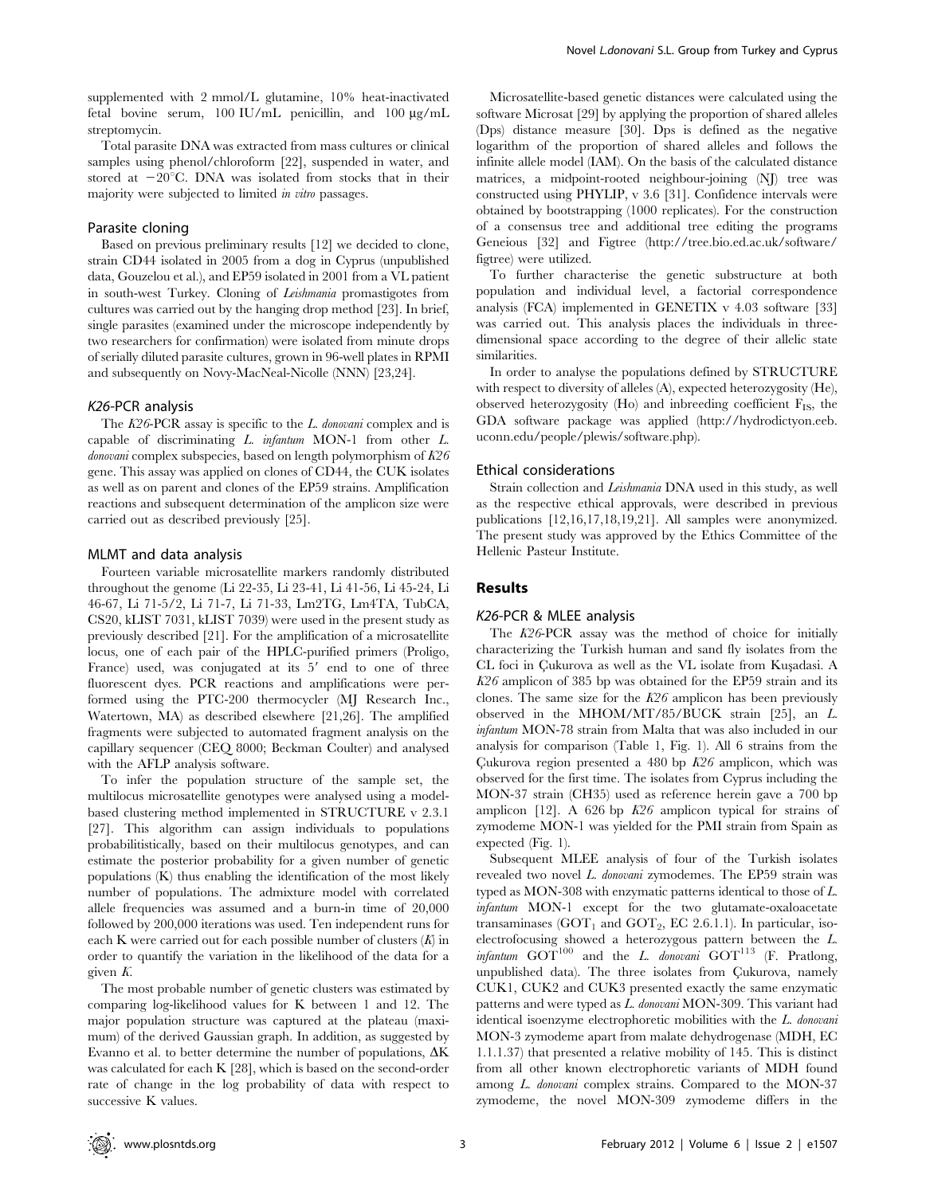supplemented with 2 mmol/L glutamine, 10% heat-inactivated fetal bovine serum, 100 IU/mL penicillin, and 100 μg/mL streptomycin.

Total parasite DNA was extracted from mass cultures or clinical samples using phenol/chloroform [22], suspended in water, and stored at −20°C. DNA was isolated from stocks that in their majority were subjected to limited *in vitro* passages.

### Parasite cloning

Based on previous preliminary results [12] we decided to clone, strain CD44 isolated in 2005 from a dog in Cyprus (unpublished data, Gouzelou et al.), and EP59 isolated in 2001 from a VL patient in south-west Turkey. Cloning of *Leishmania* promastigotes from cultures was carried out by the hanging drop method [23]. In brief, single parasites (examined under the microscope independently by two researchers for confirmation) were isolated from minute drops of serially diluted parasite cultures, grown in 96-well plates in RPMI and subsequently on Novy-MacNeal-Nicolle (NNN) [23,24].

### *K26*-PCR analysis

The *K26*-PCR assay is specific to the *L. donovani* complex and is capable of discriminating *L. infantum* MON-1 from other *L. donovani* complex subspecies, based on length polymorphism of *K26* gene. This assay was applied on clones of CD44, the CUK isolates as well as on parent and clones of the EP59 strains. Amplification reactions and subsequent determination of the amplicon size were carried out as described previously [25].

### MLMT and data analysis

Fourteen variable microsatellite markers randomly distributed throughout the genome (Li 22-35, Li 23-41, Li 41-56, Li 45-24, Li 46-67, Li 71-5/2, Li 71-7, Li 71-33, Lm2TG, Lm4TA, TubCA, CS20, kLIST 7031, kLIST 7039) were used in the present study as previously described [21]. For the amplification of a microsatellite locus, one of each pair of the HPLC-purified primers (Proligo, France) used, was conjugated at its 5′ end to one of three fluorescent dyes. PCR reactions and amplifications were performed using the PTC-200 thermocycler (MJ Research Inc., Watertown, MA) as described elsewhere [21,26]. The amplified fragments were subjected to automated fragment analysis on the capillary sequencer (CEQ 8000; Beckman Coulter) and analysed with the AFLP analysis software.

To infer the population structure of the sample set, the multilocus microsatellite genotypes were analysed using a model-based clustering method implemented in STRUCTURE v 2.3.1 [27]. This algorithm can assign individuals to populations probabilitistically, based on their multilocus genotypes, and can estimate the posterior probability for a given number of genetic populations (K) thus enabling the identification of the most likely number of populations. The admixture model with correlated allele frequencies was assumed and a burn-in time of 20,000 followed by 200,000 iterations was used. Ten independent runs for each K were carried out for each possible number of clusters (*K*) in order to quantify the variation in the likelihood of the data for a given *K*.

The most probable number of genetic clusters was estimated by comparing log-likelihood values for K between 1 and 12. The major population structure was captured at the plateau (maximum) of the derived Gaussian graph. In addition, as suggested by Evanno et al. to better determine the number of populations, $\Delta K$ was calculated for each K [28], which is based on the second-order rate of change in the log probability of data with respect to successive K values.

Microsatellite-based genetic distances were calculated using the software Microsat [29] by applying the proportion of shared alleles (Dps) distance measure [30]. Dps is defined as the negative logarithm of the proportion of shared alleles and follows the infinite allele model (IAM). On the basis of the calculated distance matrices, a midpoint-rooted neighbour-joining (NJ) tree was constructed using PHYLIP, v 3.6 [31]. Confidence intervals were obtained by bootstrapping (1000 replicates). For the construction of a consensus tree and additional tree editing the programs Geneious [32] and Figtree (http://tree.bio.ed.ac.uk/software/figtree) were utilized.

To further characterise the genetic substructure at both population and individual level, a factorial correspondence analysis (FCA) implemented in GENETIX v 4.03 software [33] was carried out. This analysis places the individuals in three-dimensional space according to the degree of their allelic state similarities.

In order to analyse the populations defined by STRUCTURE with respect to diversity of alleles (A), expected heterozygosity (He), observed heterozygosity (Ho) and inbreeding coefficient $F_{IS}$, the GDA software package was applied (http://hydrodictyon.eeb.uconn.edu/people/plewis/software.php).

### Ethical considerations

Strain collection and *Leishmania* DNA used in this study, as well as the respective ethical approvals, were described in previous publications [12,16,17,18,19,21]. All samples were anonymized. The present study was approved by the Ethics Committee of the Hellenic Pasteur Institute.

## Results

### *K26*-PCR & MLEE analysis

The *K26*-PCR assay was the method of choice for initially characterizing the Turkish human and sand fly isolates from the CL foci in Çukurova as well as the VL isolate from Kuşadasi. A *K26* amplicon of 385 bp was obtained for the EP59 strain and its clones. The same size for the *K26* amplicon has been previously observed in the MHOM/MT/85/BUCK strain [25], an *L. infantum* MON-78 strain from Malta that was also included in our analysis for comparison (Table 1, Fig. 1). All 6 strains from the Çukurova region presented a 480 bp *K26* amplicon, which was observed for the first time. The isolates from Cyprus including the MON-37 strain (CH35) used as reference herein gave a 700 bp amplicon [12]. A 626 bp *K26* amplicon typical for strains of zymodeme MON-1 was yielded for the PMI strain from Spain as expected (Fig. 1).

Subsequent MLEE analysis of four of the Turkish isolates revealed two novel *L. donovani* zymodemes. The EP59 strain was typed as MON-308 with enzymatic patterns identical to those of *L. infantum* MON-1 except for the two glutamate-oxaloacetate transaminases ($GOT_1$ and $GOT_2$, EC 2.6.1.1). In particular, isoelectrofocusing showed a heterozygous pattern between the *L. infantum* $GOT^{100}$ and the *L. donovani* $GOT^{113}$ (F. Pratlong, unpublished data). The three isolates from Çukurova, namely CUK1, CUK2 and CUK3 presented exactly the same enzymatic patterns and were typed as *L. donovani* MON-309. This variant had identical isoenzyme electrophoretic mobilities with the *L. donovani* MON-3 zymodeme apart from malate dehydrogenase (MDH, EC 1.1.1.37) that presented a relative mobility of 145. This is distinct from all other known electrophoretic variants of MDH found among *L. donovani* complex strains. Compared to the MON-37 zymodeme, the novel MON-309 zymodeme differs in the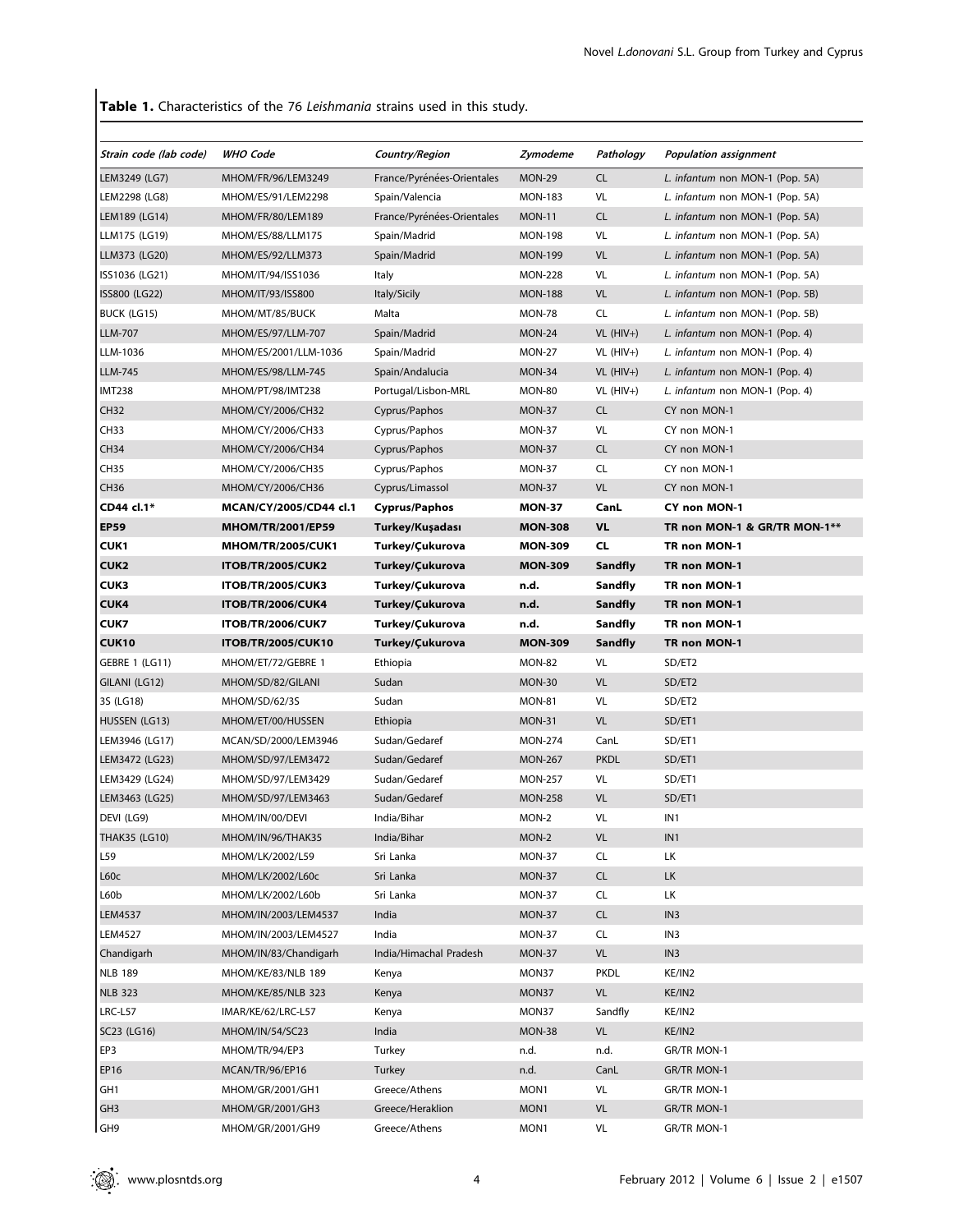**Table 1.** Characteristics of the 76 *Leishmania* strains used in this study.

| *Strain code (lab code)* | *WHO Code* | *Country/Region* | *Zymodeme* | *Pathology* | *Population assignment* |
|---|---|---|---|---|---|
| LEM3249 (LG7) | MHOM/FR/96/LEM3249 | France/Pyrénées-Orientales | MON-29 | CL | *L. infantum* non MON-1 (Pop. 5A) |
| LEM2298 (LG8) | MHOM/ES/91/LEM2298 | Spain/Valencia | MON-183 | VL | *L. infantum* non MON-1 (Pop. 5A) |
| LEM189 (LG14) | MHOM/FR/80/LEM189 | France/Pyrénées-Orientales | MON-11 | CL | *L. infantum* non MON-1 (Pop. 5A) |
| LLM175 (LG19) | MHOM/ES/88/LLM175 | Spain/Madrid | MON-198 | VL | *L. infantum* non MON-1 (Pop. 5A) |
| LLM373 (LG20) | MHOM/ES/92/LLM373 | Spain/Madrid | MON-199 | VL | *L. infantum* non MON-1 (Pop. 5A) |
| ISS1036 (LG21) | MHOM/IT/94/ISS1036 | Italy | MON-228 | VL | *L. infantum* non MON-1 (Pop. 5A) |
| ISS800 (LG22) | MHOM/IT/93/ISS800 | Italy/Sicily | MON-188 | VL | *L. infantum* non MON-1 (Pop. 5B) |
| BUCK (LG15) | MHOM/MT/85/BUCK | Malta | MON-78 | CL | *L. infantum* non MON-1 (Pop. 5B) |
| LLM-707 | MHOM/ES/97/LLM-707 | Spain/Madrid | MON-24 | VL (HIV+) | *L. infantum* non MON-1 (Pop. 4) |
| LLM-1036 | MHOM/ES/2001/LLM-1036 | Spain/Madrid | MON-27 | VL (HIV+) | *L. infantum* non MON-1 (Pop. 4) |
| LLM-745 | MHOM/ES/98/LLM-745 | Spain/Andalucia | MON-34 | VL (HIV+) | *L. infantum* non MON-1 (Pop. 4) |
| IMT238 | MHOM/PT/98/IMT238 | Portugal/Lisbon-MRL | MON-80 | VL (HIV+) | *L. infantum* non MON-1 (Pop. 4) |
| CH32 | MHOM/CY/2006/CH32 | Cyprus/Paphos | MON-37 | CL | CY non MON-1 |
| CH33 | MHOM/CY/2006/CH33 | Cyprus/Paphos | MON-37 | VL | CY non MON-1 |
| CH34 | MHOM/CY/2006/CH34 | Cyprus/Paphos | MON-37 | CL | CY non MON-1 |
| CH35 | MHOM/CY/2006/CH35 | Cyprus/Paphos | MON-37 | CL | CY non MON-1 |
| CH36 | MHOM/CY/2006/CH36 | Cyprus/Limassol | MON-37 | VL | CY non MON-1 |
| **CD44 cl.1*** | **MCAN/CY/2005/CD44 cl.1** | **Cyprus/Paphos** | **MON-37** | **CanL** | **CY non MON-1** |
| **EP59** | **MHOM/TR/2001/EP59** | **Turkey/Kuşadası** | **MON-308** | **VL** | **TR non MON-1 & GR/TR MON-1**** |
| **CUK1** | **MHOM/TR/2005/CUK1** | **Turkey/Çukurova** | **MON-309** | **CL** | **TR non MON-1** |
| **CUK2** | **ITOB/TR/2005/CUK2** | **Turkey/Çukurova** | **MON-309** | **Sandfly** | **TR non MON-1** |
| **CUK3** | **ITOB/TR/2005/CUK3** | **Turkey/Çukurova** | **n.d.** | **Sandfly** | **TR non MON-1** |
| **CUK4** | **ITOB/TR/2006/CUK4** | **Turkey/Çukurova** | **n.d.** | **Sandfly** | **TR non MON-1** |
| **CUK7** | **ITOB/TR/2006/CUK7** | **Turkey/Çukurova** | **n.d.** | **Sandfly** | **TR non MON-1** |
| **CUK10** | **ITOB/TR/2005/CUK10** | **Turkey/Çukurova** | **MON-309** | **Sandfly** | **TR non MON-1** |
| GEBRE 1 (LG11) | MHOM/ET/72/GEBRE 1 | Ethiopia | MON-82 | VL | SD/ET2 |
| GILANI (LG12) | MHOM/SD/82/GILANI | Sudan | MON-30 | VL | SD/ET2 |
| 3S (LG18) | MHOM/SD/62/3S | Sudan | MON-81 | VL | SD/ET2 |
| HUSSEN (LG13) | MHOM/ET/00/HUSSEN | Ethiopia | MON-31 | VL | SD/ET1 |
| LEM3946 (LG17) | MCAN/SD/2000/LEM3946 | Sudan/Gedaref | MON-274 | CanL | SD/ET1 |
| LEM3472 (LG23) | MHOM/SD/97/LEM3472 | Sudan/Gedaref | MON-267 | PKDL | SD/ET1 |
| LEM3429 (LG24) | MHOM/SD/97/LEM3429 | Sudan/Gedaref | MON-257 | VL | SD/ET1 |
| LEM3463 (LG25) | MHOM/SD/97/LEM3463 | Sudan/Gedaref | MON-258 | VL | SD/ET1 |
| DEVI (LG9) | MHOM/IN/00/DEVI | India/Bihar | MON-2 | VL | IN1 |
| THAK35 (LG10) | MHOM/IN/96/THAK35 | India/Bihar | MON-2 | VL | IN1 |
| L59 | MHOM/LK/2002/L59 | Sri Lanka | MON-37 | CL | LK |
| L60c | MHOM/LK/2002/L60c | Sri Lanka | MON-37 | CL | LK |
| L60b | MHOM/LK/2002/L60b | Sri Lanka | MON-37 | CL | LK |
| LEM4537 | MHOM/IN/2003/LEM4537 | India | MON-37 | CL | IN3 |
| LEM4527 | MHOM/IN/2003/LEM4527 | India | MON-37 | CL | IN3 |
| Chandigarh | MHOM/IN/83/Chandigarh | India/Himachal Pradesh | MON-37 | VL | IN3 |
| NLB 189 | MHOM/KE/83/NLB 189 | Kenya | MON37 | PKDL | KE/IN2 |
| NLB 323 | MHOM/KE/85/NLB 323 | Kenya | MON37 | VL | KE/IN2 |
| LRC-L57 | IMAR/KE/62/LRC-L57 | Kenya | MON37 | Sandfly | KE/IN2 |
| SC23 (LG16) | MHOM/IN/54/SC23 | India | MON-38 | VL | KE/IN2 |
| EP3 | MHOM/TR/94/EP3 | Turkey | n.d. | n.d. | GR/TR MON-1 |
| EP16 | MCAN/TR/96/EP16 | Turkey | n.d. | CanL | GR/TR MON-1 |
| GH1 | MHOM/GR/2001/GH1 | Greece/Athens | MON1 | VL | GR/TR MON-1 |
| GH3 | MHOM/GR/2001/GH3 | Greece/Heraklion | MON1 | VL | GR/TR MON-1 |
| GH9 | MHOM/GR/2001/GH9 | Greece/Athens | MON1 | VL | GR/TR MON-1 |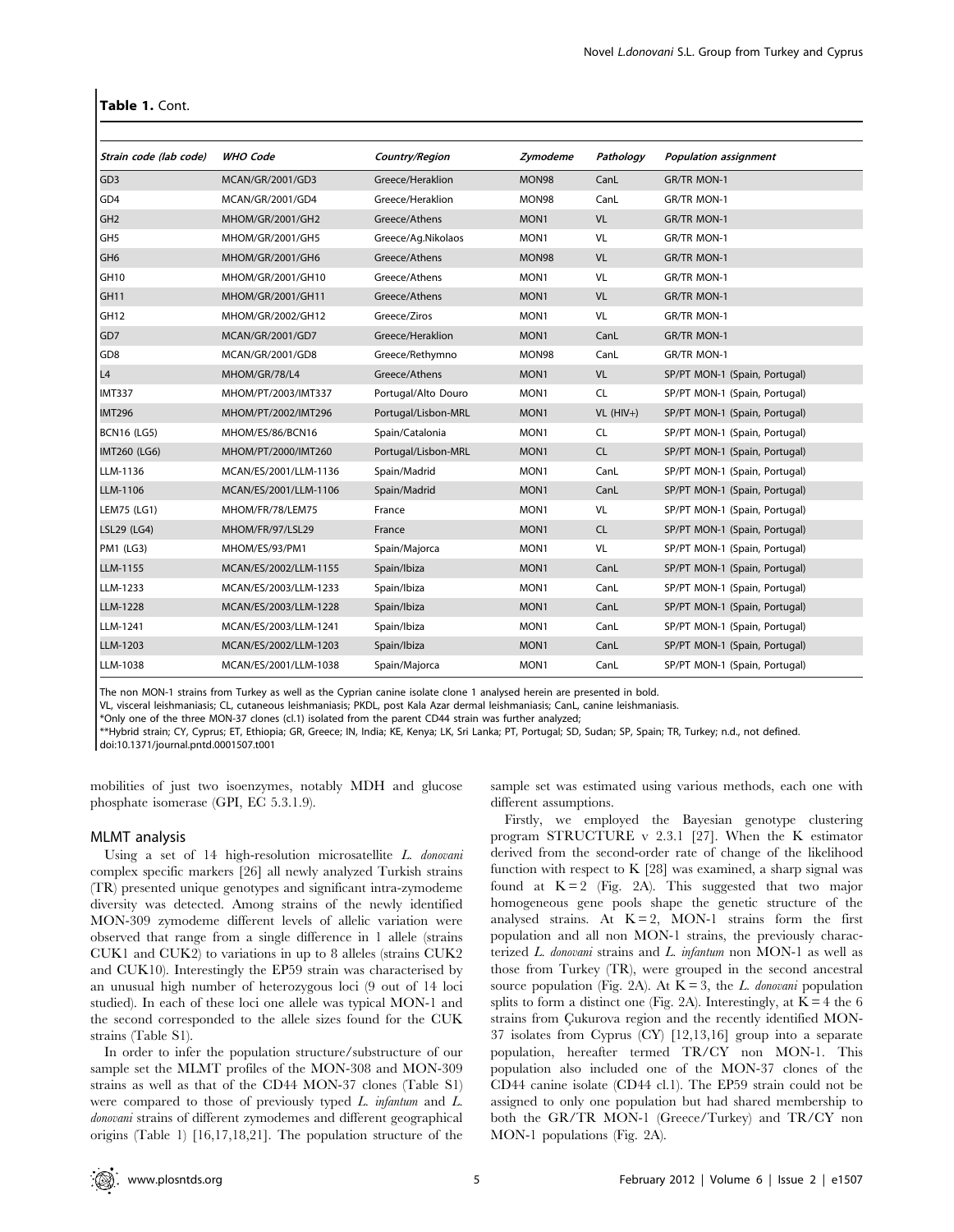**Table 1.** Cont.

| Strain code (lab code) | WHO Code | Country/Region | Zymodeme | Pathology | Population assignment |
|---|---|---|---|---|---|
| GD3 | MCAN/GR/2001/GD3 | Greece/Heraklion | MON98 | CanL | GR/TR MON-1 |
| GD4 | MCAN/GR/2001/GD4 | Greece/Heraklion | MON98 | CanL | GR/TR MON-1 |
| GH2 | MHOM/GR/2001/GH2 | Greece/Athens | MON1 | VL | GR/TR MON-1 |
| GH5 | MHOM/GR/2001/GH5 | Greece/Ag.Nikolaos | MON1 | VL | GR/TR MON-1 |
| GH6 | MHOM/GR/2001/GH6 | Greece/Athens | MON98 | VL | GR/TR MON-1 |
| GH10 | MHOM/GR/2001/GH10 | Greece/Athens | MON1 | VL | GR/TR MON-1 |
| GH11 | MHOM/GR/2001/GH11 | Greece/Athens | MON1 | VL | GR/TR MON-1 |
| GH12 | MHOM/GR/2002/GH12 | Greece/Ziros | MON1 | VL | GR/TR MON-1 |
| GD7 | MCAN/GR/2001/GD7 | Greece/Heraklion | MON1 | CanL | GR/TR MON-1 |
| GD8 | MCAN/GR/2001/GD8 | Greece/Rethymno | MON98 | CanL | GR/TR MON-1 |
| L4 | MHOM/GR/78/L4 | Greece/Athens | MON1 | VL | SP/PT MON-1 (Spain, Portugal) |
| IMT337 | MHOM/PT/2003/IMT337 | Portugal/Alto Douro | MON1 | CL | SP/PT MON-1 (Spain, Portugal) |
| IMT296 | MHOM/PT/2002/IMT296 | Portugal/Lisbon-MRL | MON1 | VL (HIV+) | SP/PT MON-1 (Spain, Portugal) |
| BCN16 (LG5) | MHOM/ES/86/BCN16 | Spain/Catalonia | MON1 | CL | SP/PT MON-1 (Spain, Portugal) |
| IMT260 (LG6) | MHOM/PT/2000/IMT260 | Portugal/Lisbon-MRL | MON1 | CL | SP/PT MON-1 (Spain, Portugal) |
| LLM-1136 | MCAN/ES/2001/LLM-1136 | Spain/Madrid | MON1 | CanL | SP/PT MON-1 (Spain, Portugal) |
| LLM-1106 | MCAN/ES/2001/LLM-1106 | Spain/Madrid | MON1 | CanL | SP/PT MON-1 (Spain, Portugal) |
| LEM75 (LG1) | MHOM/FR/78/LEM75 | France | MON1 | VL | SP/PT MON-1 (Spain, Portugal) |
| LSL29 (LG4) | MHOM/FR/97/LSL29 | France | MON1 | CL | SP/PT MON-1 (Spain, Portugal) |
| PM1 (LG3) | MHOM/ES/93/PM1 | Spain/Majorca | MON1 | VL | SP/PT MON-1 (Spain, Portugal) |
| LLM-1155 | MCAN/ES/2002/LLM-1155 | Spain/Ibiza | MON1 | CanL | SP/PT MON-1 (Spain, Portugal) |
| LLM-1233 | MCAN/ES/2003/LLM-1233 | Spain/Ibiza | MON1 | CanL | SP/PT MON-1 (Spain, Portugal) |
| LLM-1228 | MCAN/ES/2003/LLM-1228 | Spain/Ibiza | MON1 | CanL | SP/PT MON-1 (Spain, Portugal) |
| LLM-1241 | MCAN/ES/2003/LLM-1241 | Spain/Ibiza | MON1 | CanL | SP/PT MON-1 (Spain, Portugal) |
| LLM-1203 | MCAN/ES/2002/LLM-1203 | Spain/Ibiza | MON1 | CanL | SP/PT MON-1 (Spain, Portugal) |
| LLM-1038 | MCAN/ES/2001/LLM-1038 | Spain/Majorca | MON1 | CanL | SP/PT MON-1 (Spain, Portugal) |

The non MON-1 strains from Turkey as well as the Cyprian canine isolate clone 1 analysed herein are presented in bold.
VL, visceral leishmaniasis; CL, cutaneous leishmaniasis; PKDL, post Kala Azar dermal leishmaniasis; CanL, canine leishmaniasis.
*Only one of the three MON-37 clones (cl.1) isolated from the parent CD44 strain was further analyzed;
**Hybrid strain; CY, Cyprus; ET, Ethiopia; GR, Greece; IN, India; KE, Kenya; LK, Sri Lanka; PT, Portugal; SD, Sudan; SP, Spain; TR, Turkey; n.d., not defined.
doi:10.1371/journal.pntd.0001507.t001

mobilities of just two isoenzymes, notably MDH and glucose phosphate isomerase (GPI, EC 5.3.1.9).

## MLMT analysis

Using a set of 14 high-resolution microsatellite *L. donovani* complex specific markers [26] all newly analyzed Turkish strains (TR) presented unique genotypes and significant intra-zymodeme diversity was detected. Among strains of the newly identified MON-309 zymodeme different levels of allelic variation were observed that range from a single difference in 1 allele (strains CUK1 and CUK2) to variations in up to 8 alleles (strains CUK2 and CUK10). Interestingly the EP59 strain was characterised by an unusual high number of heterozygous loci (9 out of 14 loci studied). In each of these loci one allele was typical MON-1 and the second corresponded to the allele sizes found for the CUK strains (Table S1).

In order to infer the population structure/substructure of our sample set the MLMT profiles of the MON-308 and MON-309 strains as well as that of the CD44 MON-37 clones (Table S1) were compared to those of previously typed *L. infantum* and *L. donovani* strains of different zymodemes and different geographical origins (Table 1) [16,17,18,21]. The population structure of the sample set was estimated using various methods, each one with different assumptions.

Firstly, we employed the Bayesian genotype clustering program STRUCTURE v 2.3.1 [27]. When the K estimator derived from the second-order rate of change of the likelihood function with respect to K [28] was examined, a sharp signal was found at K = 2 (Fig. 2A). This suggested that two major homogeneous gene pools shape the genetic structure of the analysed strains. At K = 2, MON-1 strains form the first population and all non MON-1 strains, the previously characterized *L. donovani* strains and *L. infantum* non MON-1 as well as those from Turkey (TR), were grouped in the second ancestral source population (Fig. 2A). At K = 3, the *L. donovani* population splits to form a distinct one (Fig. 2A). Interestingly, at K = 4 the 6 strains from Çukurova region and the recently identified MON-37 isolates from Cyprus (CY) [12,13,16] group into a separate population, hereafter termed TR/CY non MON-1. This population also included one of the MON-37 clones of the CD44 canine isolate (CD44 cl.1). The EP59 strain could not be assigned to only one population but had shared membership to both the GR/TR MON-1 (Greece/Turkey) and TR/CY non MON-1 populations (Fig. 2A).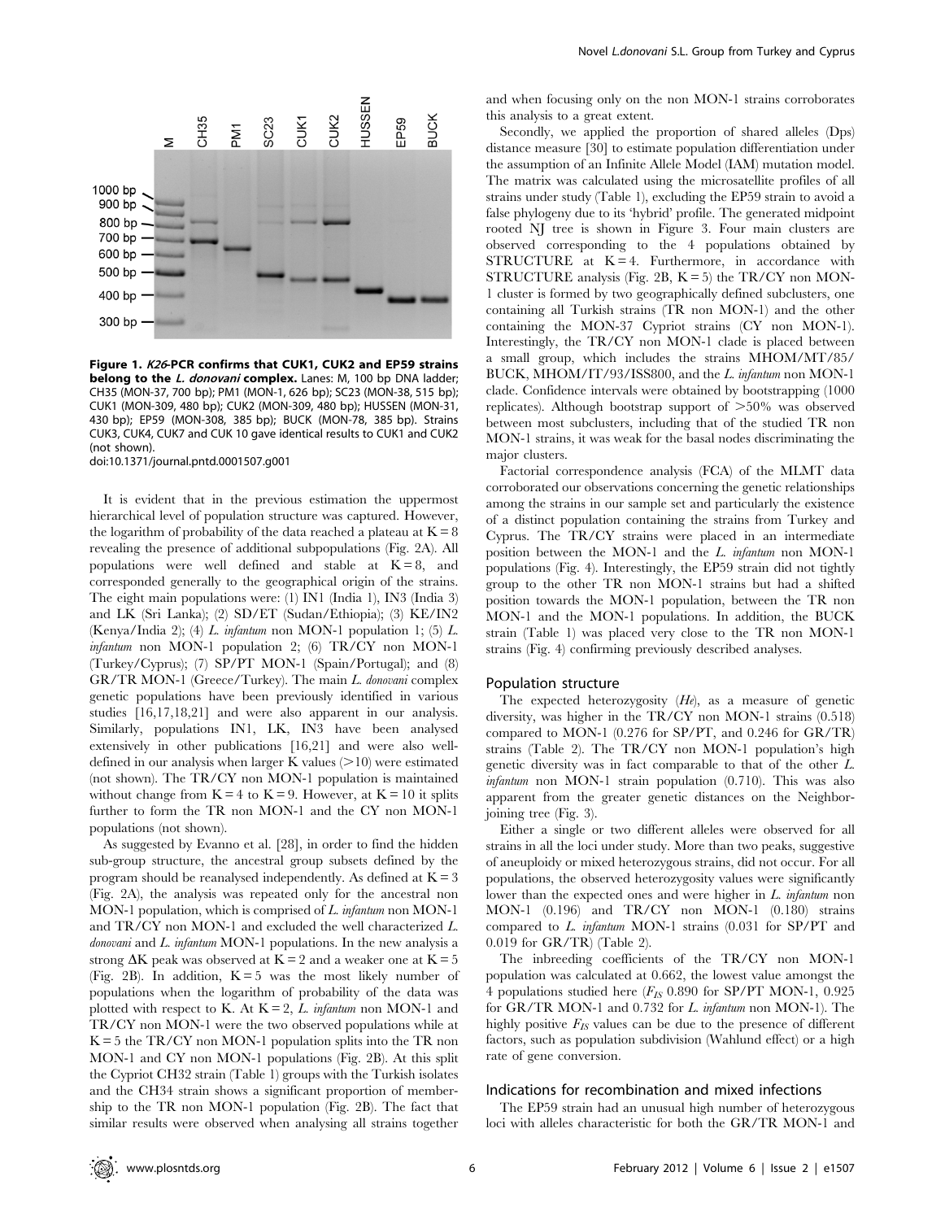**Figure 1. *K26*-PCR confirms that CUK1, CUK2 and EP59 strains belong to the *L. donovani* complex.** Lanes: M, 100 bp DNA ladder; CH35 (MON-37, 700 bp); PM1 (MON-1, 626 bp); SC23 (MON-38, 515 bp); CUK1 (MON-309, 480 bp); CUK2 (MON-309, 480 bp); HUSSEN (MON-31, 430 bp); EP59 (MON-308, 385 bp); BUCK (MON-78, 385 bp). Strains CUK3, CUK4, CUK7 and CUK 10 gave identical results to CUK1 and CUK2 (not shown).
doi:10.1371/journal.pntd.0001507.g001

It is evident that in the previous estimation the uppermost hierarchical level of population structure was captured. However, the logarithm of probability of the data reached a plateau at K = 8 revealing the presence of additional subpopulations (Fig. 2A). All populations were well defined and stable at K = 8, and corresponded generally to the geographical origin of the strains. The eight main populations were: (1) IN1 (India 1), IN3 (India 3) and LK (Sri Lanka); (2) SD/ET (Sudan/Ethiopia); (3) KE/IN2 (Kenya/India 2); (4) *L. infantum* non MON-1 population 1; (5) *L. infantum* non MON-1 population 2; (6) TR/CY non MON-1 (Turkey/Cyprus); (7) SP/PT MON-1 (Spain/Portugal); and (8) GR/TR MON-1 (Greece/Turkey). The main *L. donovani* complex genetic populations have been previously identified in various studies [16,17,18,21] and were also apparent in our analysis. Similarly, populations IN1, LK, IN3 have been analysed extensively in other publications [16,21] and were also well-defined in our analysis when larger K values (>10) were estimated (not shown). The TR/CY non MON-1 population is maintained without change from K = 4 to K = 9. However, at K = 10 it splits further to form the TR non MON-1 and the CY non MON-1 populations (not shown).

As suggested by Evanno et al. [28], in order to find the hidden sub-group structure, the ancestral group subsets defined by the program should be reanalysed independently. As defined at K = 3 (Fig. 2A), the analysis was repeated only for the ancestral non MON-1 population, which is comprised of *L. infantum* non MON-1 and TR/CY non MON-1 and excluded the well characterized *L. donovani* and *L. infantum* MON-1 populations. In the new analysis a strong ΔK peak was observed at K = 2 and a weaker one at K = 5 (Fig. 2B). In addition, K = 5 was the most likely number of populations when the logarithm of probability of the data was plotted with respect to K. At K = 2, *L. infantum* non MON-1 and TR/CY non MON-1 were the two observed populations while at K = 5 the TR/CY non MON-1 population splits into the TR non MON-1 and CY non MON-1 populations (Fig. 2B). At this split the Cypriot CH32 strain (Table 1) groups with the Turkish isolates and the CH34 strain shows a significant proportion of membership to the TR non MON-1 population (Fig. 2B). The fact that similar results were observed when analysing all strains together and when focusing only on the non MON-1 strains corroborates this analysis to a great extent.

Secondly, we applied the proportion of shared alleles (Dps) distance measure [30] to estimate population differentiation under the assumption of an Infinite Allele Model (IAM) mutation model. The matrix was calculated using the microsatellite profiles of all strains under study (Table 1), excluding the EP59 strain to avoid a false phylogeny due to its 'hybrid' profile. The generated midpoint rooted NJ tree is shown in Figure 3. Four main clusters are observed corresponding to the 4 populations obtained by STRUCTURE at K = 4. Furthermore, in accordance with STRUCTURE analysis (Fig. 2B, K = 5) the TR/CY non MON-1 cluster is formed by two geographically defined subclusters, one containing all Turkish strains (TR non MON-1) and the other containing the MON-37 Cypriot strains (CY non MON-1). Interestingly, the TR/CY non MON-1 clade is placed between a small group, which includes the strains MHOM/MT/85/BUCK, MHOM/IT/93/ISS800, and the *L. infantum* non MON-1 clade. Confidence intervals were obtained by bootstrapping (1000 replicates). Although bootstrap support of >50% was observed between most subclusters, including that of the studied TR non MON-1 strains, it was weak for the basal nodes discriminating the major clusters.

Factorial correspondence analysis (FCA) of the MLMT data corroborated our observations concerning the genetic relationships among the strains in our sample set and particularly the existence of a distinct population containing the strains from Turkey and Cyprus. The TR/CY strains were placed in an intermediate position between the MON-1 and the *L. infantum* non MON-1 populations (Fig. 4). Interestingly, the EP59 strain did not tightly group to the other TR non MON-1 strains but had a shifted position towards the MON-1 population, between the TR non MON-1 and the MON-1 populations. In addition, the BUCK strain (Table 1) was placed very close to the TR non MON-1 strains (Fig. 4) confirming previously described analyses.

### Population structure

The expected heterozygosity (*He*), as a measure of genetic diversity, was higher in the TR/CY non MON-1 strains (0.518) compared to MON-1 (0.276 for SP/PT, and 0.246 for GR/TR) strains (Table 2). The TR/CY non MON-1 population's high genetic diversity was in fact comparable to that of the other *L. infantum* non MON-1 strain population (0.710). This was also apparent from the greater genetic distances on the Neighbor-joining tree (Fig. 3).

Either a single or two different alleles were observed for all strains in all the loci under study. More than two peaks, suggestive of aneuploidy or mixed heterozygous strains, did not occur. For all populations, the observed heterozygosity values were significantly lower than the expected ones and were higher in *L. infantum* non MON-1 (0.196) and TR/CY non MON-1 (0.180) strains compared to *L. infantum* MON-1 strains (0.031 for SP/PT and 0.019 for GR/TR) (Table 2).

The inbreeding coefficients of the TR/CY non MON-1 population was calculated at 0.662, the lowest value amongst the 4 populations studied here ($F_{IS}$ 0.890 for SP/PT MON-1, 0.925 for GR/TR MON-1 and 0.732 for *L. infantum* non MON-1). The highly positive $F_{IS}$ values can be due to the presence of different factors, such as population subdivision (Wahlund effect) or a high rate of gene conversion.

### Indications for recombination and mixed infections

The EP59 strain had an unusual high number of heterozygous loci with alleles characteristic for both the GR/TR MON-1 and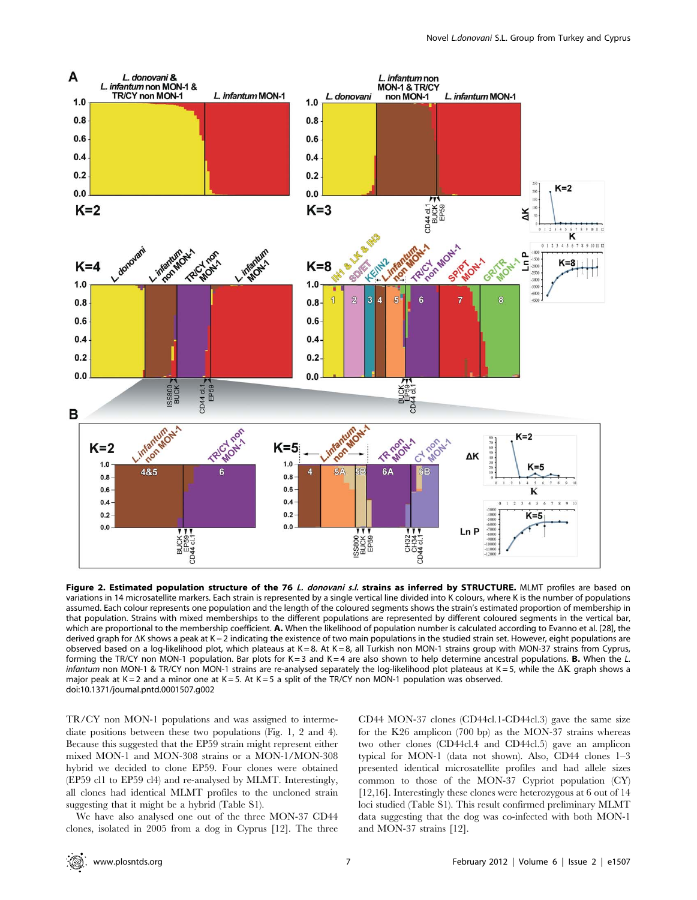**Figure 2. Estimated population structure of the 76 *L. donovani s.l.* strains as inferred by STRUCTURE.** MLMT profiles are based on variations in 14 microsatellite markers. Each strain is represented by a single vertical line divided into K colours, where K is the number of populations assumed. Each colour represents one population and the length of the coloured segments shows the strain's estimated proportion of membership in that population. Strains with mixed memberships to the different populations are represented by different coloured segments in the vertical bar, which are proportional to the membership coefficient. **A.** When the likelihood of population number is calculated according to Evanno et al. [28], the derived graph for ΔK shows a peak at K = 2 indicating the existence of two main populations in the studied strain set. However, eight populations are observed based on a log-likelihood plot, which plateaus at K = 8. At K = 8, all Turkish non MON-1 strains group with MON-37 strains from Cyprus, forming the TR/CY non MON-1 population. Bar plots for K = 3 and K = 4 are also shown to help determine ancestral populations. **B.** When the *L. infantum* non MON-1 & TR/CY non MON-1 strains are re-analysed separately the log-likelihood plot plateaus at K = 5, while the ΔK graph shows a major peak at K = 2 and a minor one at K = 5. At K = 5 a split of the TR/CY non MON-1 population was observed.
doi:10.1371/journal.pntd.0001507.g002

TR/CY non MON-1 populations and was assigned to intermediate positions between these two populations (Fig. 1, 2 and 4). Because this suggested that the EP59 strain might represent either mixed MON-1 and MON-308 strains or a MON-1/MON-308 hybrid we decided to clone EP59. Four clones were obtained (EP59 cl1 to EP59 cl4) and re-analysed by MLMT. Interestingly, all clones had identical MLMT profiles to the uncloned strain suggesting that it might be a hybrid (Table S1).

We have also analysed one out of the three MON-37 CD44 clones, isolated in 2005 from a dog in Cyprus [12]. The three CD44 MON-37 clones (CD44cl.1-CD44cl.3) gave the same size for the K26 amplicon (700 bp) as the MON-37 strains whereas two other clones (CD44cl.4 and CD44cl.5) gave an amplicon typical for MON-1 (data not shown). Also, CD44 clones 1–3 presented identical microsatellite profiles and had allele sizes common to those of the MON-37 Cypriot population (CY) [12,16]. Interestingly these clones were heterozygous at 6 out of 14 loci studied (Table S1). This result confirmed preliminary MLMT data suggesting that the dog was co-infected with both MON-1 and MON-37 strains [12].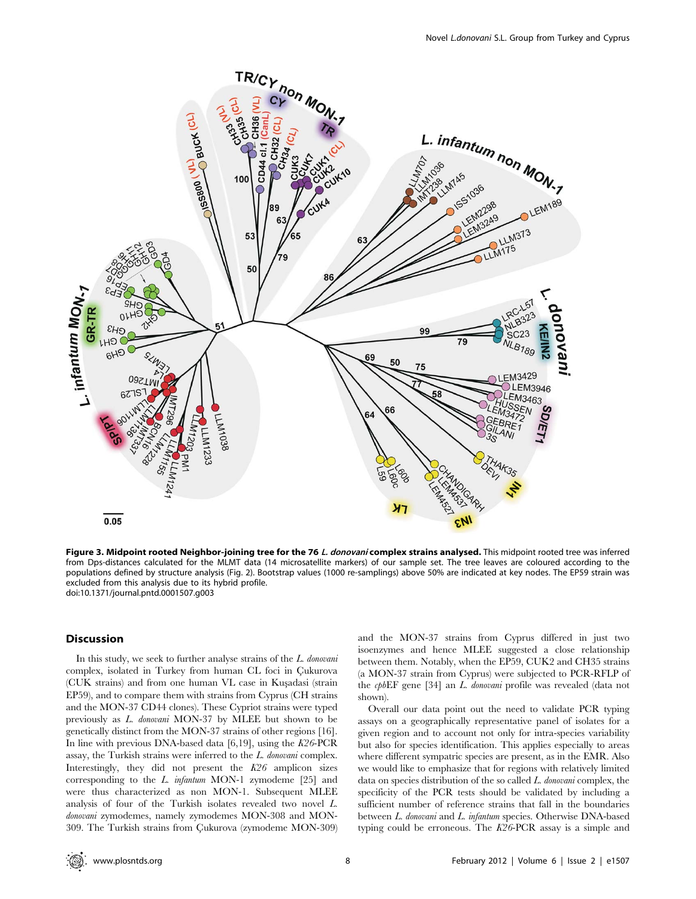**Figure 3. Midpoint rooted Neighbor-joining tree for the 76 *L. donovani* complex strains analysed.** This midpoint rooted tree was inferred from Dps-distances calculated for the MLMT data (14 microsatellite markers) of our sample set. The tree leaves are coloured according to the populations defined by structure analysis (Fig. 2). Bootstrap values (1000 re-samplings) above 50% are indicated at key nodes. The EP59 strain was excluded from this analysis due to its hybrid profile.
doi:10.1371/journal.pntd.0001507.g003

## Discussion

In this study, we seek to further analyse strains of the *L. donovani* complex, isolated in Turkey from human CL foci in Çukurova (CUK strains) and from one human VL case in Kuşadasi (strain EP59), and to compare them with strains from Cyprus (CH strains and the MON-37 CD44 clones). These Cypriot strains were typed previously as *L. donovani* MON-37 by MLEE but shown to be genetically distinct from the MON-37 strains of other regions [16]. In line with previous DNA-based data [6,19], using the *K26*-PCR assay, the Turkish strains were inferred to the *L. donovani* complex. Interestingly, they did not present the *K26* amplicon sizes corresponding to the *L. infantum* MON-1 zymodeme [25] and were thus characterized as non MON-1. Subsequent MLEE analysis of four of the Turkish isolates revealed two novel *L. donovani* zymodemes, namely zymodemes MON-308 and MON-309. The Turkish strains from Çukurova (zymodeme MON-309) and the MON-37 strains from Cyprus differed in just two isoenzymes and hence MLEE suggested a close relationship between them. Notably, when the EP59, CUK2 and CH35 strains (a MON-37 strain from Cyprus) were subjected to PCR-RFLP of the *cpb*EF gene [34] an *L. donovani* profile was revealed (data not shown).

Overall our data point out the need to validate PCR typing assays on a geographically representative panel of isolates for a given region and to account not only for intra-species variability but also for species identification. This applies especially to areas where different sympatric species are present, as in the EMR. Also we would like to emphasize that for regions with relatively limited data on species distribution of the so called *L. donovani* complex, the specificity of the PCR tests should be validated by including a sufficient number of reference strains that fall in the boundaries between *L. donovani* and *L. infantum* species. Otherwise DNA-based typing could be erroneous. The *K26*-PCR assay is a simple and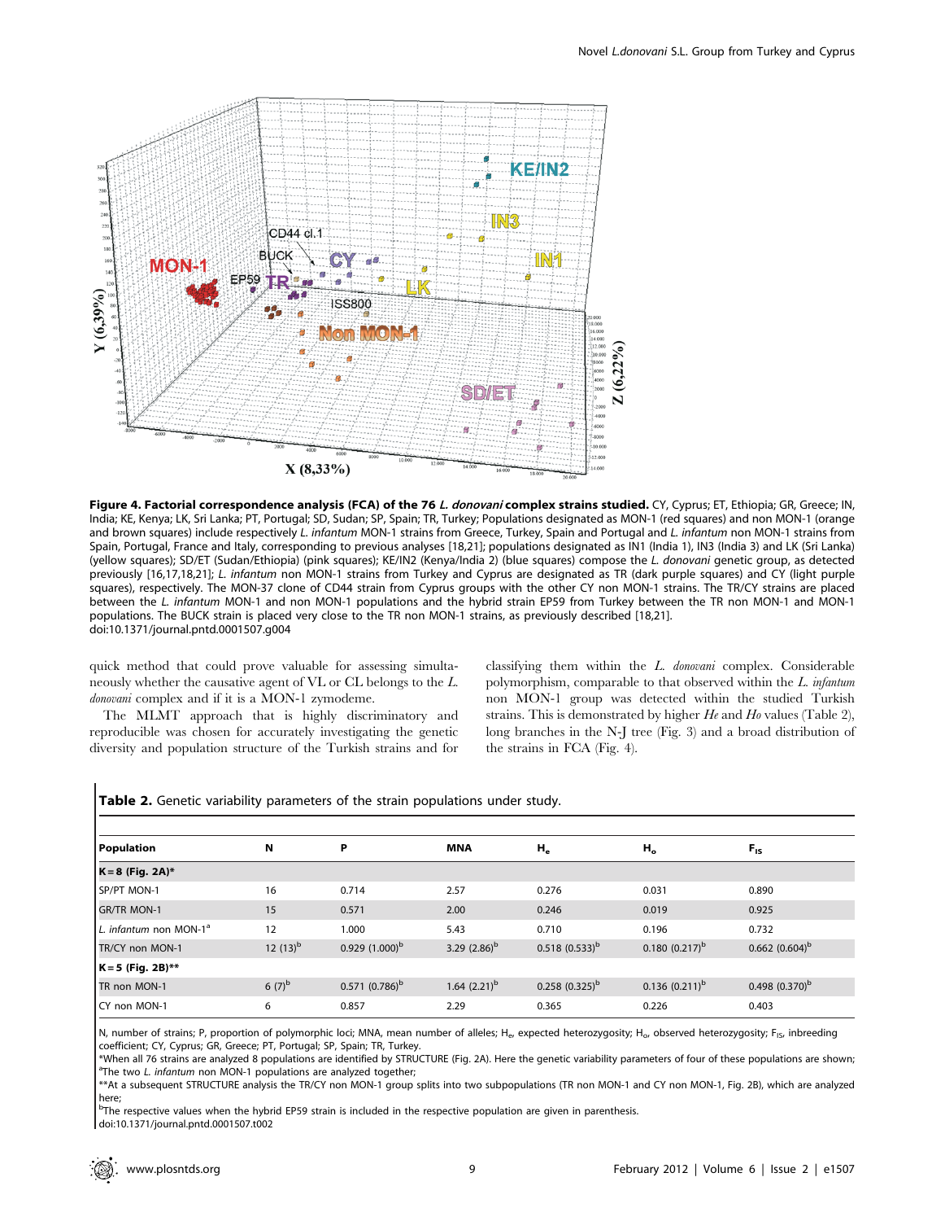**Figure 4. Factorial correspondence analysis (FCA) of the 76 *L. donovani* complex strains studied.** CY, Cyprus; ET, Ethiopia; GR, Greece; IN, India; KE, Kenya; LK, Sri Lanka; PT, Portugal; SD, Sudan; SP, Spain; TR, Turkey; Populations designated as MON-1 (red squares) and non MON-1 (orange and brown squares) include respectively *L. infantum* MON-1 strains from Greece, Turkey, Spain and Portugal and *L. infantum* non MON-1 strains from Spain, Portugal, France and Italy, corresponding to previous analyses [18,21]; populations designated as IN1 (India 1), IN3 (India 3) and LK (Sri Lanka) (yellow squares); SD/ET (Sudan/Ethiopia) (pink squares); KE/IN2 (Kenya/India 2) (blue squares) compose the *L. donovani* genetic group, as detected previously [16,17,18,21]; *L. infantum* non MON-1 strains from Turkey and Cyprus are designated as TR (dark purple squares) and CY (light purple squares), respectively. The MON-37 clone of CD44 strain from Cyprus groups with the other CY non MON-1 strains. The TR/CY strains are placed between the *L. infantum* MON-1 and non MON-1 populations and the hybrid strain EP59 from Turkey between the TR non MON-1 and MON-1 populations. The BUCK strain is placed very close to the TR non MON-1 strains, as previously described [18,21].
doi:10.1371/journal.pntd.0001507.g004

quick method that could prove valuable for assessing simultaneously whether the causative agent of VL or CL belongs to the *L. donovani* complex and if it is a MON-1 zymodeme.

The MLMT approach that is highly discriminatory and reproducible was chosen for accurately investigating the genetic diversity and population structure of the Turkish strains and for classifying them within the *L. donovani* complex. Considerable polymorphism, comparable to that observed within the *L. infantum* non MON-1 group was detected within the studied Turkish strains. This is demonstrated by higher *He* and *Ho* values (Table 2), long branches in the N-J tree (Fig. 3) and a broad distribution of the strains in FCA (Fig. 4).

**Table 2.** Genetic variability parameters of the strain populations under study.

| Population | N | P | MNA | $H_e$ | $H_o$ | $F_{IS}$ |
|---|---|---|---|---|---|---|
| **K = 8 (Fig. 2A)*** | | | | | | |
| SP/PT MON-1 | 16 | 0.714 | 2.57 | 0.276 | 0.031 | 0.890 |
| GR/TR MON-1 | 15 | 0.571 | 2.00 | 0.246 | 0.019 | 0.925 |
| *L. infantum* non MON-1[a] | 12 | 1.000 | 5.43 | 0.710 | 0.196 | 0.732 |
| TR/CY non MON-1 | 12 (13)[b] | 0.929 (1.000)[b] | 3.29 (2.86)[b] | 0.518 (0.533)[b] | 0.180 (0.217)[b] | 0.662 (0.604)[b] |
| **K = 5 (Fig. 2B)**** | | | | | | |
| TR non MON-1 | 6 (7)[b] | 0.571 (0.786)[b] | 1.64 (2.21)[b] | 0.258 (0.325)[b] | 0.136 (0.211)[b] | 0.498 (0.370)[b] |
| CY non MON-1 | 6 | 0.857 | 2.29 | 0.365 | 0.226 | 0.403 |

N, number of strains; P, proportion of polymorphic loci; MNA, mean number of alleles; $H_e$, expected heterozygosity; $H_o$, observed heterozygosity; $F_{IS}$, inbreeding coefficient; CY, Cyprus; GR, Greece; PT, Portugal; SP, Spain; TR, Turkey.
*When all 76 strains are analyzed 8 populations are identified by STRUCTURE (Fig. 2A). Here the genetic variability parameters of four of these populations are shown;
[a]The two *L. infantum* non MON-1 populations are analyzed together;
**At a subsequent STRUCTURE analysis the TR/CY non MON-1 group splits into two subpopulations (TR non MON-1 and CY non MON-1, Fig. 2B), which are analyzed here;
[b]The respective values when the hybrid EP59 strain is included in the respective population are given in parenthesis.
doi:10.1371/journal.pntd.0001507.t002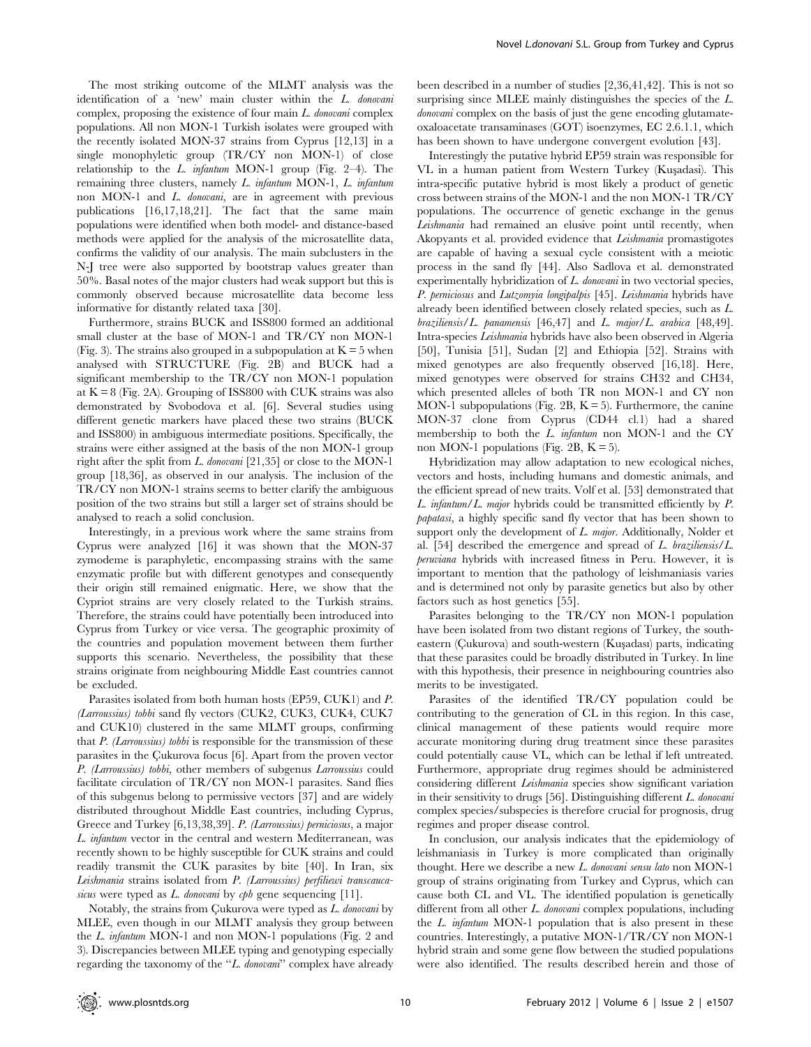The most striking outcome of the MLMT analysis was the identification of a 'new' main cluster within the *L. donovani* complex, proposing the existence of four main *L. donovani* complex populations. All non MON-1 Turkish isolates were grouped with the recently isolated MON-37 strains from Cyprus [12,13] in a single monophyletic group (TR/CY non MON-1) of close relationship to the *L. infantum* MON-1 group (Fig. 2–4). The remaining three clusters, namely *L. infantum* MON-1, *L. infantum* non MON-1 and *L. donovani*, are in agreement with previous publications [16,17,18,21]. The fact that the same main populations were identified when both model- and distance-based methods were applied for the analysis of the microsatellite data, confirms the validity of our analysis. The main subclusters in the N-J tree were also supported by bootstrap values greater than 50%. Basal notes of the major clusters had weak support but this is commonly observed because microsatellite data become less informative for distantly related taxa [30].

Furthermore, strains BUCK and ISS800 formed an additional small cluster at the base of MON-1 and TR/CY non MON-1 (Fig. 3). The strains also grouped in a subpopulation at K = 5 when analysed with STRUCTURE (Fig. 2B) and BUCK had a significant membership to the TR/CY non MON-1 population at K = 8 (Fig. 2A). Grouping of ISS800 with CUK strains was also demonstrated by Svobodova et al. [6]. Several studies using different genetic markers have placed these two strains (BUCK and ISS800) in ambiguous intermediate positions. Specifically, the strains were either assigned at the basis of the non MON-1 group right after the split from *L. donovani* [21,35] or close to the MON-1 group [18,36], as observed in our analysis. The inclusion of the TR/CY non MON-1 strains seems to better clarify the ambiguous position of the two strains but still a larger set of strains should be analysed to reach a solid conclusion.

Interestingly, in a previous work where the same strains from Cyprus were analyzed [16] it was shown that the MON-37 zymodeme is paraphyletic, encompassing strains with the same enzymatic profile but with different genotypes and consequently their origin still remained enigmatic. Here, we show that the Cypriot strains are very closely related to the Turkish strains. Therefore, the strains could have potentially been introduced into Cyprus from Turkey or vice versa. The geographic proximity of the countries and population movement between them further supports this scenario. Nevertheless, the possibility that these strains originate from neighbouring Middle East countries cannot be excluded.

Parasites isolated from both human hosts (EP59, CUK1) and *P. (Larroussius) tobbi* sand fly vectors (CUK2, CUK3, CUK4, CUK7 and CUK10) clustered in the same MLMT groups, confirming that *P. (Larroussius) tobbi* is responsible for the transmission of these parasites in the Çukurova focus [6]. Apart from the proven vector *P. (Larroussius) tobbi*, other members of subgenus *Larroussius* could facilitate circulation of TR/CY non MON-1 parasites. Sand flies of this subgenus belong to permissive vectors [37] and are widely distributed throughout Middle East countries, including Cyprus, Greece and Turkey [6,13,38,39]. *P. (Larroussius) perniciosus*, a major *L. infantum* vector in the central and western Mediterranean, was recently shown to be highly susceptible for CUK strains and could readily transmit the CUK parasites by bite [40]. In Iran, six *Leishmania* strains isolated from *P. (Larroussius) perfiliewi transcaucasicus* were typed as *L. donovani* by *cpb* gene sequencing [11].

Notably, the strains from Çukurova were typed as *L. donovani* by MLEE, even though in our MLMT analysis they group between the *L. infantum* MON-1 and non MON-1 populations (Fig. 2 and 3). Discrepancies between MLEE typing and genotyping especially regarding the taxonomy of the "*L. donovani*" complex have already been described in a number of studies [2,36,41,42]. This is not so surprising since MLEE mainly distinguishes the species of the *L. donovani* complex on the basis of just the gene encoding glutamate-oxaloacetate transaminases (GOT) isoenzymes, EC 2.6.1.1, which has been shown to have undergone convergent evolution [43].

Interestingly the putative hybrid EP59 strain was responsible for VL in a human patient from Western Turkey (Kuşadasi). This intra-specific putative hybrid is most likely a product of genetic cross between strains of the MON-1 and the non MON-1 TR/CY populations. The occurrence of genetic exchange in the genus *Leishmania* had remained an elusive point until recently, when Akopyants et al. provided evidence that *Leishmania* promastigotes are capable of having a sexual cycle consistent with a meiotic process in the sand fly [44]. Also Sadlova et al. demonstrated experimentally hybridization of *L. donovani* in two vectorial species, *P. perniciosus* and *Lutzomyia longipalpis* [45]. *Leishmania* hybrids have already been identified between closely related species, such as *L. braziliensis/L. panamensis* [46,47] and *L. major/L. arabica* [48,49]. Intra-species *Leishmania* hybrids have also been observed in Algeria [50], Tunisia [51], Sudan [2] and Ethiopia [52]. Strains with mixed genotypes are also frequently observed [16,18]. Here, mixed genotypes were observed for strains CH32 and CH34, which presented alleles of both TR non MON-1 and CY non MON-1 subpopulations (Fig. 2B, K = 5). Furthermore, the canine MON-37 clone from Cyprus (CD44 cl.1) had a shared membership to both the *L. infantum* non MON-1 and the CY non MON-1 populations (Fig. 2B, K = 5).

Hybridization may allow adaptation to new ecological niches, vectors and hosts, including humans and domestic animals, and the efficient spread of new traits. Volf et al. [53] demonstrated that *L. infantum/L. major* hybrids could be transmitted efficiently by *P. papatasi*, a highly specific sand fly vector that has been shown to support only the development of *L. major*. Additionally, Nolder et al. [54] described the emergence and spread of *L. braziliensis/L. peruviana* hybrids with increased fitness in Peru. However, it is important to mention that the pathology of leishmaniasis varies and is determined not only by parasite genetics but also by other factors such as host genetics [55].

Parasites belonging to the TR/CY non MON-1 population have been isolated from two distant regions of Turkey, the south-eastern (Çukurova) and south-western (Kuşadası) parts, indicating that these parasites could be broadly distributed in Turkey. In line with this hypothesis, their presence in neighbouring countries also merits to be investigated.

Parasites of the identified TR/CY population could be contributing to the generation of CL in this region. In this case, clinical management of these patients would require more accurate monitoring during drug treatment since these parasites could potentially cause VL, which can be lethal if left untreated. Furthermore, appropriate drug regimes should be administered considering different *Leishmania* species show significant variation in their sensitivity to drugs [56]. Distinguishing different *L. donovani* complex species/subspecies is therefore crucial for prognosis, drug regimes and proper disease control.

In conclusion, our analysis indicates that the epidemiology of leishmaniasis in Turkey is more complicated than originally thought. Here we describe a new *L. donovani sensu lato* non MON-1 group of strains originating from Turkey and Cyprus, which can cause both CL and VL. The identified population is genetically different from all other *L. donovani* complex populations, including the *L. infantum* MON-1 population that is also present in these countries. Interestingly, a putative MON-1/TR/CY non MON-1 hybrid strain and some gene flow between the studied populations were also identified. The results described herein and those of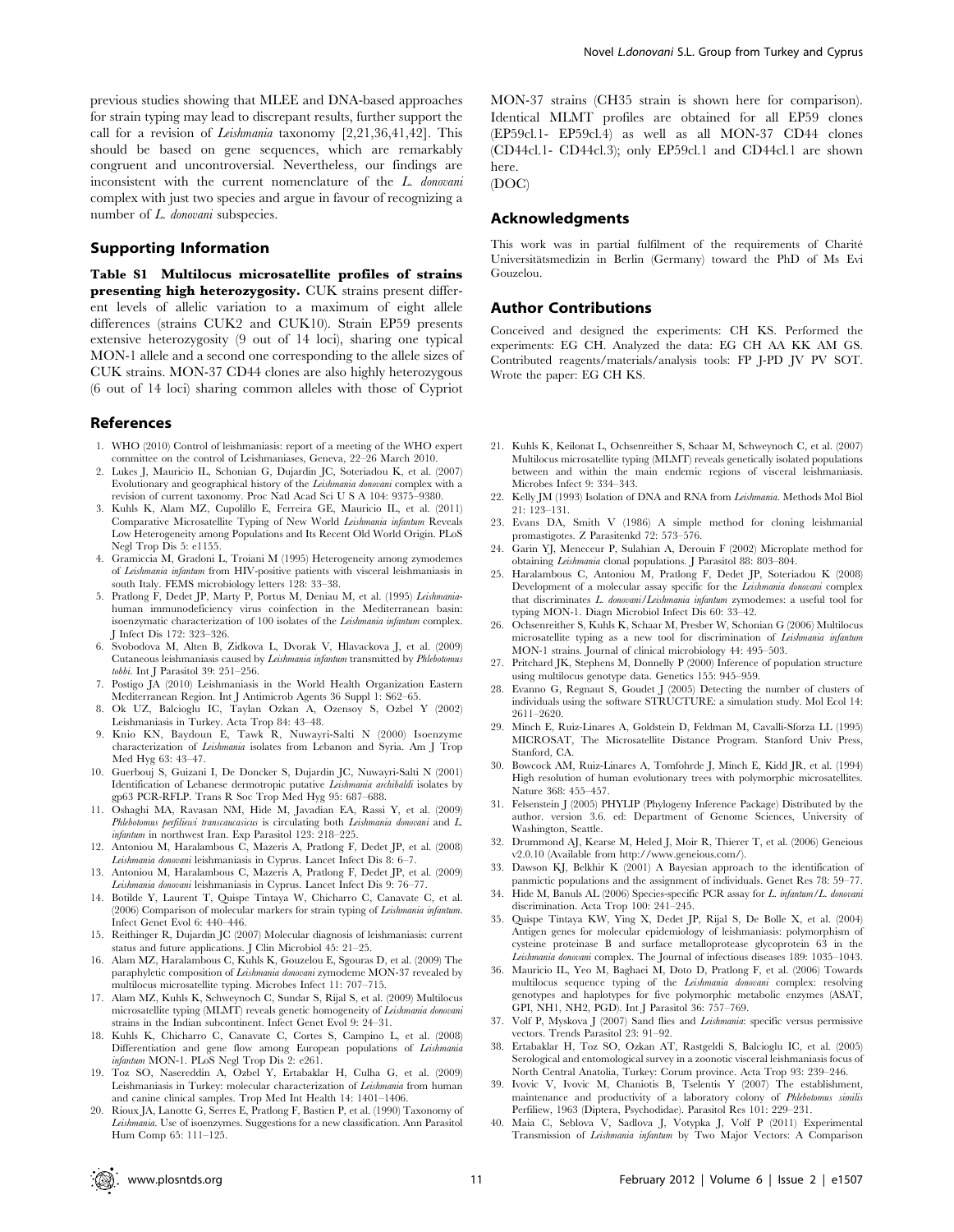previous studies showing that MLEE and DNA-based approaches for strain typing may lead to discrepant results, further support the call for a revision of *Leishmania* taxonomy [2,21,36,41,42]. This should be based on gene sequences, which are remarkably congruent and uncontroversial. Nevertheless, our findings are inconsistent with the current nomenclature of the *L. donovani* complex with just two species and argue in favour of recognizing a number of *L. donovani* subspecies.

## Supporting Information

**Table S1 Multilocus microsatellite profiles of strains presenting high heterozygosity.** CUK strains present different levels of allelic variation to a maximum of eight allele differences (strains CUK2 and CUK10). Strain EP59 presents extensive heterozygosity (9 out of 14 loci), sharing one typical MON-1 allele and a second one corresponding to the allele sizes of CUK strains. MON-37 CD44 clones are also highly heterozygous (6 out of 14 loci) sharing common alleles with those of Cypriot MON-37 strains (CH35 strain is shown here for comparison). Identical MLMT profiles are obtained for all EP59 clones (EP59cl.1- EP59cl.4) as well as all MON-37 CD44 clones (CD44cl.1- CD44cl.3); only EP59cl.1 and CD44cl.1 are shown here.
(DOC)

## Acknowledgments

This work was in partial fulfilment of the requirements of Charité Universitätsmedizin in Berlin (Germany) toward the PhD of Ms Evi Gouzelou.

## Author Contributions

Conceived and designed the experiments: CH KS. Performed the experiments: EG CH. Analyzed the data: EG CH AA KK AM GS. Contributed reagents/materials/analysis tools: FP J-PD JV PV SOT. Wrote the paper: EG CH KS.

## References

1. WHO (2010) Control of leishmaniasis: report of a meeting of the WHO expert committee on the control of Leishmaniases, Geneva, 22–26 March 2010.
2. Lukes J, Mauricio IL, Schonian G, Dujardin JC, Soteriadou K, et al. (2007) Evolutionary and geographical history of the *Leishmania donovani* complex with a revision of current taxonomy. Proc Natl Acad Sci U S A 104: 9375–9380.
3. Kuhls K, Alam MZ, Cupolillo E, Ferreira GE, Mauricio IL, et al. (2011) Comparative Microsatellite Typing of New World *Leishmania infantum* Reveals Low Heterogeneity among Populations and Its Recent Old World Origin. PLoS Negl Trop Dis 5: e1155.
4. Gramiccia M, Gradoni L, Troiani M (1995) Heterogeneity among zymodemes of *Leishmania infantum* from HIV-positive patients with visceral leishmaniasis in south Italy. FEMS microbiology letters 128: 33–38.
5. Pratlong F, Dedet JP, Marty P, Portus M, Deniau M, et al. (1995) *Leishmania*-human immunodeficiency virus coinfection in the Mediterranean basin: isoenzymatic characterization of 100 isolates of the *Leishmania infantum* complex. J Infect Dis 172: 323–326.
6. Svobodova M, Alten B, Zidkova L, Dvorak V, Hlavackova J, et al. (2009) Cutaneous leishmaniasis caused by *Leishmania infantum* transmitted by *Phlebotomus tobbi*. Int J Parasitol 39: 251–256.
7. Postigo JA (2010) Leishmaniasis in the World Health Organization Eastern Mediterranean Region. Int J Antimicrob Agents 36 Suppl 1: S62–65.
8. Ok UZ, Balcioglu IC, Taylan Ozkan A, Ozensoy S, Ozbel Y (2002) Leishmaniasis in Turkey. Acta Trop 84: 43–48.
9. Knio KN, Baydoun E, Tawk R, Nuwayri-Salti N (2000) Isoenzyme characterization of *Leishmania* isolates from Lebanon and Syria. Am J Trop Med Hyg 63: 43–47.
10. Guerbouj S, Guizani I, De Doncker S, Dujardin JC, Nuwayri-Salti N (2001) Identification of Lebanese dermotropic putative *Leishmania archibaldi* isolates by gp63 PCR-RFLP. Trans R Soc Trop Med Hyg 95: 687–688.
11. Oshaghi MA, Ravasan NM, Hide M, Javadian EA, Rassi Y, et al. (2009) *Phlebotomus perfiliewi transcaucasicus* is circulating both *Leishmania donovani* and *L. infantum* in northwest Iran. Exp Parasitol 123: 218–225.
12. Antoniou M, Haralambous C, Mazeris A, Pratlong F, Dedet JP, et al. (2008) *Leishmania donovani* leishmaniasis in Cyprus. Lancet Infect Dis 8: 6–7.
13. Antoniou M, Haralambous C, Mazeris A, Pratlong F, Dedet JP, et al. (2009) *Leishmania donovani* leishmaniasis in Cyprus. Lancet Infect Dis 9: 76–77.
14. Botilde Y, Laurent T, Quispe Tintaya W, Chicharro C, Canavate C, et al. (2006) Comparison of molecular markers for strain typing of *Leishmania infantum*. Infect Genet Evol 6: 440–446.
15. Reithinger R, Dujardin JC (2007) Molecular diagnosis of leishmaniasis: current status and future applications. J Clin Microbiol 45: 21–25.
16. Alam MZ, Haralambous C, Kuhls K, Gouzelou E, Sgouras D, et al. (2009) The paraphyletic composition of *Leishmania donovani* zymodeme MON-37 revealed by multilocus microsatellite typing. Microbes Infect 11: 707–715.
17. Alam MZ, Kuhls K, Schweynoch C, Sundar S, Rijal S, et al. (2009) Multilocus microsatellite typing (MLMT) reveals genetic homogeneity of *Leishmania donovani* strains in the Indian subcontinent. Infect Genet Evol 9: 24–31.
18. Kuhls K, Chicharro C, Canavate C, Cortes S, Campino L, et al. (2008) Differentiation and gene flow among European populations of *Leishmania infantum* MON-1. PLoS Negl Trop Dis 2: e261.
19. Toz SO, Nasereddin A, Ozbel Y, Ertabaklar H, Culha G, et al. (2009) Leishmaniasis in Turkey: molecular characterization of *Leishmania* from human and canine clinical samples. Trop Med Int Health 14: 1401–1406.
20. Rioux JA, Lanotte G, Serres E, Pratlong F, Bastien P, et al. (1990) Taxonomy of *Leishmania*. Use of isoenzymes. Suggestions for a new classification. Ann Parasitol Hum Comp 65: 111–125.
21. Kuhls K, Keilonat L, Ochsenreither S, Schaar M, Schweynoch C, et al. (2007) Multilocus microsatellite typing (MLMT) reveals genetically isolated populations between and within the main endemic regions of visceral leishmaniasis. Microbes Infect 9: 334–343.
22. Kelly JM (1993) Isolation of DNA and RNA from *Leishmania*. Methods Mol Biol 21: 123–131.
23. Evans DA, Smith V (1986) A simple method for cloning leishmanial promastigotes. Z Parasitenkd 72: 573–576.
24. Garin YJ, Meneceur P, Sulahian A, Derouin F (2002) Microplate method for obtaining *Leishmania* clonal populations. J Parasitol 88: 803–804.
25. Haralambous C, Antoniou M, Pratlong F, Dedet JP, Soteriadou K (2008) Development of a molecular assay specific for the *Leishmania donovani* complex that discriminates *L. donovani/Leishmania infantum* zymodemes: a useful tool for typing MON-1. Diagn Microbiol Infect Dis 60: 33–42.
26. Ochsenreither S, Kuhls K, Schaar M, Presber W, Schonian G (2006) Multilocus microsatellite typing as a new tool for discrimination of *Leishmania infantum* MON-1 strains. Journal of clinical microbiology 44: 495–503.
27. Pritchard JK, Stephens M, Donnelly P (2000) Inference of population structure using multilocus genotype data. Genetics 155: 945–959.
28. Evanno G, Regnaut S, Goudet J (2005) Detecting the number of clusters of individuals using the software STRUCTURE: a simulation study. Mol Ecol 14: 2611–2620.
29. Minch E, Ruiz-Linares A, Goldstein D, Feldman M, Cavalli-Sforza LL (1995) MICROSAT, The Microsatellite Distance Program. Stanford Univ Press, Stanford, CA.
30. Bowcock AM, Ruiz-Linares A, Tomfohrde J, Minch E, Kidd JR, et al. (1994) High resolution of human evolutionary trees with polymorphic microsatellites. Nature 368: 455–457.
31. Felsenstein J (2005) PHYLIP (Phylogeny Inference Package) Distributed by the author. version 3.6. ed: Department of Genome Sciences, University of Washington, Seattle.
32. Drummond AJ, Kearse M, Heled J, Moir R, Thierer T, et al. (2006) Geneious v2.0.10 (Available from http://www.geneious.com/).
33. Dawson KJ, Belkhir K (2001) A Bayesian approach to the identification of panmictic populations and the assignment of individuals. Genet Res 78: 59–77.
34. Hide M, Banuls AL (2006) Species-specific PCR assay for *L. infantum/L. donovani* discrimination. Acta Trop 100: 241–245.
35. Quispe Tintaya KW, Ying X, Dedet JP, Rijal S, De Bolle X, et al. (2004) Antigen genes for molecular epidemiology of leishmaniasis: polymorphism of cysteine proteinase B and surface metalloprotease glycoprotein 63 in the *Leishmania donovani* complex. The Journal of infectious diseases 189: 1035–1043.
36. Mauricio IL, Yeo M, Baghaei M, Doto D, Pratlong F, et al. (2006) Towards multilocus sequence typing of the *Leishmania donovani* complex: resolving genotypes and haplotypes for five polymorphic metabolic enzymes (ASAT, GPI, NH1, NH2, PGD). Int J Parasitol 36: 757–769.
37. Volf P, Myskova J (2007) Sand flies and *Leishmania*: specific versus permissive vectors. Trends Parasitol 23: 91–92.
38. Ertabaklar H, Toz SO, Ozkan AT, Rastgeldi S, Balcioglu IC, et al. (2005) Serological and entomological survey in a zoonotic visceral leishmaniasis focus of North Central Anatolia, Turkey: Corum province. Acta Trop 93: 239–246.
39. Ivovic V, Ivovic M, Chaniotis B, Tselentis Y (2007) The establishment, maintenance and productivity of a laboratory colony of *Phlebotomus similis* Perfiliew, 1963 (Diptera, Psychodidae). Parasitol Res 101: 229–231.
40. Maia C, Seblova V, Sadlova J, Votypka J, Volf P (2011) Experimental Transmission of *Leishmania infantum* by Two Major Vectors: A Comparison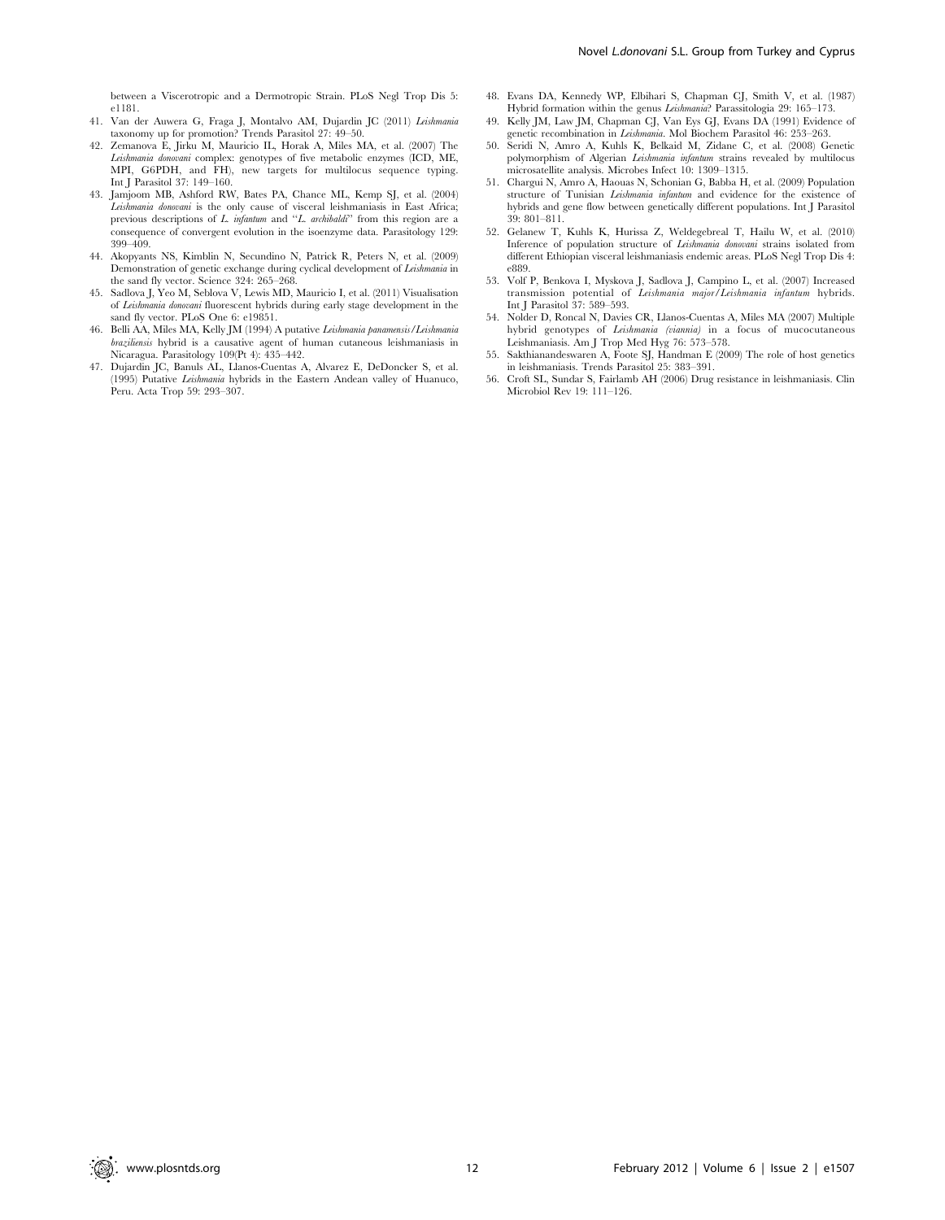between a Viscerotropic and a Dermotropic Strain. PLoS Negl Trop Dis 5: e1181.

41. Van der Auwera G, Fraga J, Montalvo AM, Dujardin JC (2011) *Leishmania* taxonomy up for promotion? Trends Parasitol 27: 49–50.
42. Zemanova E, Jirku M, Mauricio IL, Horak A, Miles MA, et al. (2007) The *Leishmania donovani* complex: genotypes of five metabolic enzymes (ICD, ME, MPI, G6PDH, and FH), new targets for multilocus sequence typing. Int J Parasitol 37: 149–160.
43. Jamjoom MB, Ashford RW, Bates PA, Chance ML, Kemp SJ, et al. (2004) *Leishmania donovani* is the only cause of visceral leishmaniasis in East Africa; previous descriptions of *L. infantum* and "*L. archibaldi*" from this region are a consequence of convergent evolution in the isoenzyme data. Parasitology 129: 399–409.
44. Akopyants NS, Kimblin N, Secundino N, Patrick R, Peters N, et al. (2009) Demonstration of genetic exchange during cyclical development of *Leishmania* in the sand fly vector. Science 324: 265–268.
45. Sadlova J, Yeo M, Seblova V, Lewis MD, Mauricio I, et al. (2011) Visualisation of *Leishmania donovani* fluorescent hybrids during early stage development in the sand fly vector. PLoS One 6: e19851.
46. Belli AA, Miles MA, Kelly JM (1994) A putative *Leishmania panamensis*/*Leishmania braziliensis* hybrid is a causative agent of human cutaneous leishmaniasis in Nicaragua. Parasitology 109(Pt 4): 435–442.
47. Dujardin JC, Banuls AL, Llanos-Cuentas A, Alvarez E, DeDoncker S, et al. (1995) Putative *Leishmania* hybrids in the Eastern Andean valley of Huanuco, Peru. Acta Trop 59: 293–307.
48. Evans DA, Kennedy WP, Elbihari S, Chapman CJ, Smith V, et al. (1987) Hybrid formation within the genus *Leishmania*? Parassitologia 29: 165–173.
49. Kelly JM, Law JM, Chapman CJ, Van Eys GJ, Evans DA (1991) Evidence of genetic recombination in *Leishmania*. Mol Biochem Parasitol 46: 253–263.
50. Seridi N, Amro A, Kuhls K, Belkaid M, Zidane C, et al. (2008) Genetic polymorphism of Algerian *Leishmania infantum* strains revealed by multilocus microsatellite analysis. Microbes Infect 10: 1309–1315.
51. Chargui N, Amro A, Haouas N, Schonian G, Babba H, et al. (2009) Population structure of Tunisian *Leishmania infantum* and evidence for the existence of hybrids and gene flow between genetically different populations. Int J Parasitol 39: 801–811.
52. Gelanew T, Kuhls K, Hurissa Z, Weldegebreal T, Hailu W, et al. (2010) Inference of population structure of *Leishmania donovani* strains isolated from different Ethiopian visceral leishmaniasis endemic areas. PLoS Negl Trop Dis 4: e889.
53. Volf P, Benkova I, Myskova J, Sadlova J, Campino L, et al. (2007) Increased transmission potential of *Leishmania major*/*Leishmania infantum* hybrids. Int J Parasitol 37: 589–593.
54. Nolder D, Roncal N, Davies CR, Llanos-Cuentas A, Miles MA (2007) Multiple hybrid genotypes of *Leishmania (viannia)* in a focus of mucocutaneous Leishmaniasis. Am J Trop Med Hyg 76: 573–578.
55. Sakthianandeswaren A, Foote SJ, Handman E (2009) The role of host genetics in leishmaniasis. Trends Parasitol 25: 383–391.
56. Croft SL, Sundar S, Fairlamb AH (2006) Drug resistance in leishmaniasis. Clin Microbiol Rev 19: 111–126.